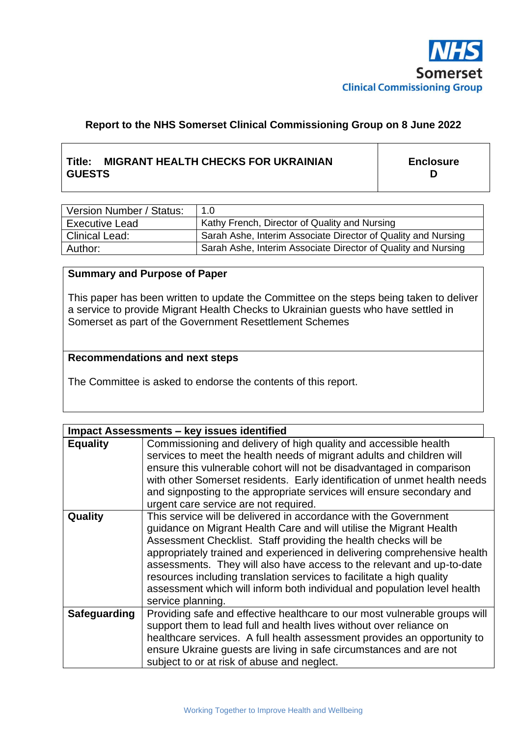NHS Somerset Clinical Commissioning Group

**Report to the NHS Somerset Clinical Commissioning Group on 8 June 2022**

| **Title: MIGRANT HEALTH CHECKS FOR UKRAINIAN GUESTS** | **Enclosure D** |
|---|---|

| Version Number / Status: | 1.0 |
|---|---|
| Executive Lead | Kathy French, Director of Quality and Nursing |
| Clinical Lead: | Sarah Ashe, Interim Associate Director of Quality and Nursing |
| Author: | Sarah Ashe, Interim Associate Director of Quality and Nursing |

**Summary and Purpose of Paper**

This paper has been written to update the Committee on the steps being taken to deliver a service to provide Migrant Health Checks to Ukrainian guests who have settled in Somerset as part of the Government Resettlement Schemes

**Recommendations and next steps**

The Committee is asked to endorse the contents of this report.

| **Impact Assessments – key issues identified** | |
|---|---|
| **Equality** | Commissioning and delivery of high quality and accessible health services to meet the health needs of migrant adults and children will ensure this vulnerable cohort will not be disadvantaged in comparison with other Somerset residents. Early identification of unmet health needs and signposting to the appropriate services will ensure secondary and urgent care service are not required. |
| **Quality** | This service will be delivered in accordance with the Government guidance on Migrant Health Care and will utilise the Migrant Health Assessment Checklist. Staff providing the health checks will be appropriately trained and experienced in delivering comprehensive health assessments. They will also have access to the relevant and up-to-date resources including translation services to facilitate a high quality assessment which will inform both individual and population level health service planning. |
| **Safeguarding** | Providing safe and effective healthcare to our most vulnerable groups will support them to lead full and health lives without over reliance on healthcare services. A full health assessment provides an opportunity to ensure Ukraine guests are living in safe circumstances and are not subject to or at risk of abuse and neglect. |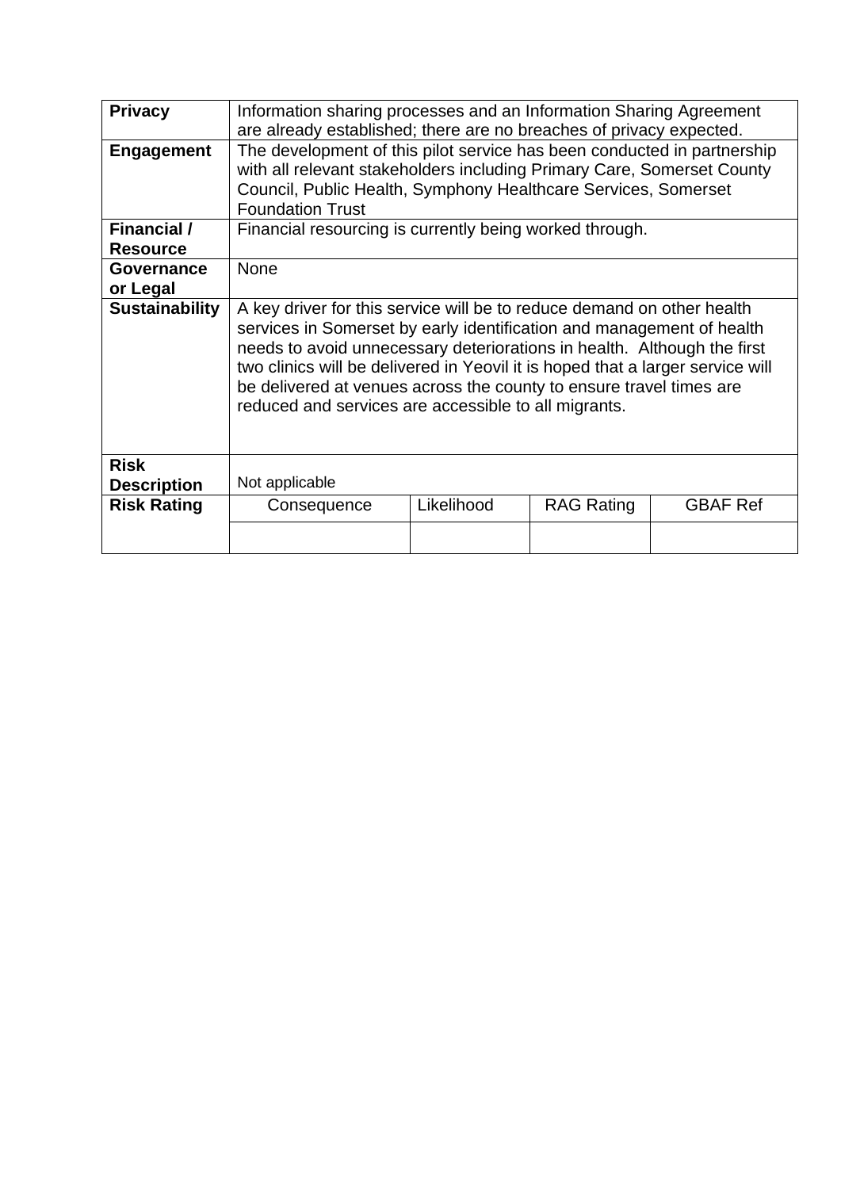| | | | | |
|---|---|---|---|---|
| **Privacy** | Information sharing processes and an Information Sharing Agreement are already established; there are no breaches of privacy expected. | | | |
| **Engagement** | The development of this pilot service has been conducted in partnership with all relevant stakeholders including Primary Care, Somerset County Council, Public Health, Symphony Healthcare Services, Somerset Foundation Trust | | | |
| **Financial / Resource** | Financial resourcing is currently being worked through. | | | |
| **Governance or Legal** | None | | | |
| **Sustainability** | A key driver for this service will be to reduce demand on other health services in Somerset by early identification and management of health needs to avoid unnecessary deteriorations in health. Although the first two clinics will be delivered in Yeovil it is hoped that a larger service will be delivered at venues across the county to ensure travel times are reduced and services are accessible to all migrants. | | | |
| **Risk Description** | Not applicable | | | |
| **Risk Rating** | Consequence | Likelihood | RAG Rating | GBAF Ref |
| | | | | |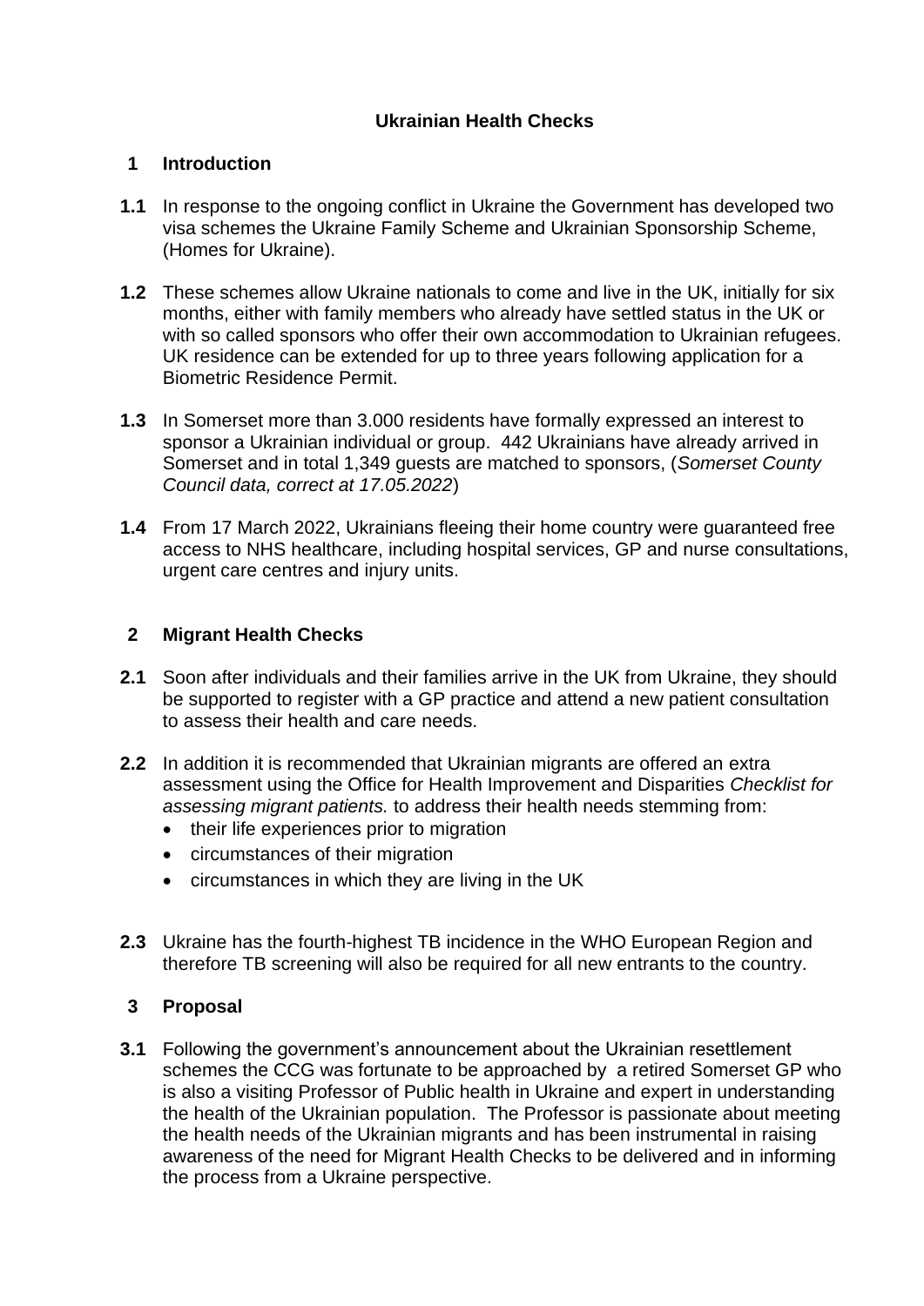**Ukrainian Health Checks**

## 1 Introduction

**1.1** In response to the ongoing conflict in Ukraine the Government has developed two visa schemes the Ukraine Family Scheme and Ukrainian Sponsorship Scheme, (Homes for Ukraine).

**1.2** These schemes allow Ukraine nationals to come and live in the UK, initially for six months, either with family members who already have settled status in the UK or with so called sponsors who offer their own accommodation to Ukrainian refugees. UK residence can be extended for up to three years following application for a Biometric Residence Permit.

**1.3** In Somerset more than 3.000 residents have formally expressed an interest to sponsor a Ukrainian individual or group. 442 Ukrainians have already arrived in Somerset and in total 1,349 guests are matched to sponsors, (*Somerset County Council data, correct at 17.05.2022*)

**1.4** From 17 March 2022, Ukrainians fleeing their home country were guaranteed free access to NHS healthcare, including hospital services, GP and nurse consultations, urgent care centres and injury units.

## 2 Migrant Health Checks

**2.1** Soon after individuals and their families arrive in the UK from Ukraine, they should be supported to register with a GP practice and attend a new patient consultation to assess their health and care needs.

**2.2** In addition it is recommended that Ukrainian migrants are offered an extra assessment using the Office for Health Improvement and Disparities *Checklist for assessing migrant patients.* to address their health needs stemming from:

- their life experiences prior to migration
- circumstances of their migration
- circumstances in which they are living in the UK

**2.3** Ukraine has the fourth-highest TB incidence in the WHO European Region and therefore TB screening will also be required for all new entrants to the country.

## 3 Proposal

**3.1** Following the government's announcement about the Ukrainian resettlement schemes the CCG was fortunate to be approached by a retired Somerset GP who is also a visiting Professor of Public health in Ukraine and expert in understanding the health of the Ukrainian population. The Professor is passionate about meeting the health needs of the Ukrainian migrants and has been instrumental in raising awareness of the need for Migrant Health Checks to be delivered and in informing the process from a Ukraine perspective.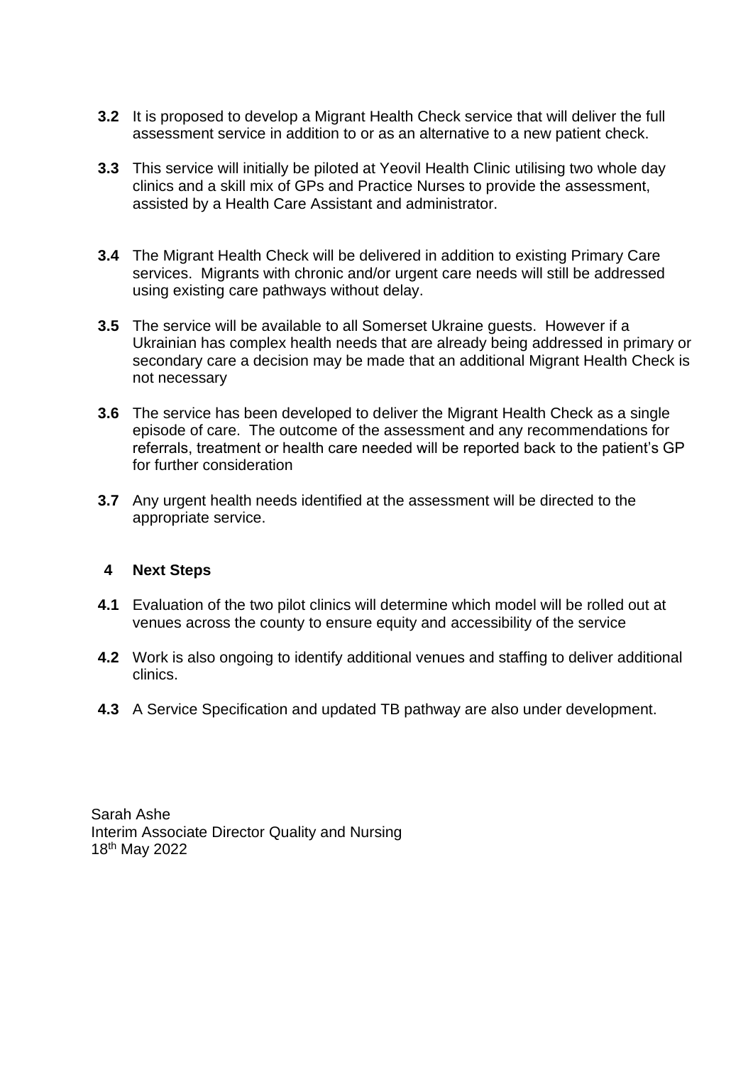**3.2** It is proposed to develop a Migrant Health Check service that will deliver the full assessment service in addition to or as an alternative to a new patient check.

**3.3** This service will initially be piloted at Yeovil Health Clinic utilising two whole day clinics and a skill mix of GPs and Practice Nurses to provide the assessment, assisted by a Health Care Assistant and administrator.

**3.4** The Migrant Health Check will be delivered in addition to existing Primary Care services. Migrants with chronic and/or urgent care needs will still be addressed using existing care pathways without delay.

**3.5** The service will be available to all Somerset Ukraine guests. However if a Ukrainian has complex health needs that are already being addressed in primary or secondary care a decision may be made that an additional Migrant Health Check is not necessary

**3.6** The service has been developed to deliver the Migrant Health Check as a single episode of care. The outcome of the assessment and any recommendations for referrals, treatment or health care needed will be reported back to the patient's GP for further consideration

**3.7** Any urgent health needs identified at the assessment will be directed to the appropriate service.

## 4 Next Steps

**4.1** Evaluation of the two pilot clinics will determine which model will be rolled out at venues across the county to ensure equity and accessibility of the service

**4.2** Work is also ongoing to identify additional venues and staffing to deliver additional clinics.

**4.3** A Service Specification and updated TB pathway are also under development.

Sarah Ashe
Interim Associate Director Quality and Nursing
18th May 2022